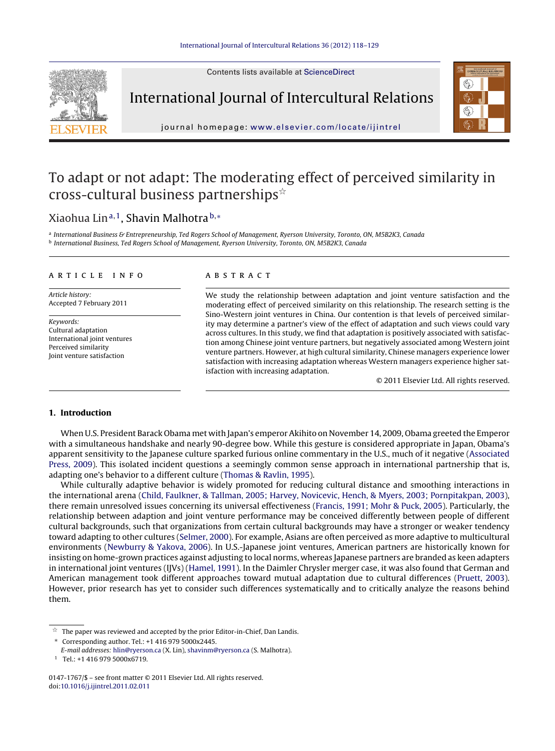# To adapt or not adapt: The moderating effect of perceived similarity in cross-cultural business partnerships☆

Xiaohua Lin[a,1], Shavin Malhotra[b,*]

[a] International Business & Entrepreneurship, Ted Rogers School of Management, Ryerson University, Toronto, ON, M5B2K3, Canada

[b] International Business, Ted Rogers School of Management, Ryerson University, Toronto, ON, M5B2K3, Canada

**ARTICLE INFO**

*Article history:*
Accepted 7 February 2011

*Keywords:*
Cultural adaptation
International joint ventures
Perceived similarity
Joint venture satisfaction

**ABSTRACT**

We study the relationship between adaptation and joint venture satisfaction and the moderating effect of perceived similarity on this relationship. The research setting is the Sino-Western joint ventures in China. Our contention is that levels of perceived similarity may determine a partner's view of the effect of adaptation and such views could vary across cultures. In this study, we find that adaptation is positively associated with satisfaction among Chinese joint venture partners, but negatively associated among Western joint venture partners. However, at high cultural similarity, Chinese managers experience lower satisfaction with increasing adaptation whereas Western managers experience higher satisfaction with increasing adaptation.

© 2011 Elsevier Ltd. All rights reserved.

## 1. Introduction

When U.S. President Barack Obama met with Japan's emperor Akihito on November 14, 2009, Obama greeted the Emperor with a simultaneous handshake and nearly 90-degree bow. While this gesture is considered appropriate in Japan, Obama's apparent sensitivity to the Japanese culture sparked furious online commentary in the U.S., much of it negative (Associated Press, 2009). This isolated incident questions a seemingly common sense approach in international partnership that is, adapting one's behavior to a different culture (Thomas & Ravlin, 1995).

While culturally adaptive behavior is widely promoted for reducing cultural distance and smoothing interactions in the international arena (Child, Faulkner, & Tallman, 2005; Harvey, Novicevic, Hench, & Myers, 2003; Pornpitakpan, 2003), there remain unresolved issues concerning its universal effectiveness (Francis, 1991; Mohr & Puck, 2005). Particularly, the relationship between adaption and joint venture performance may be conceived differently between people of different cultural backgrounds, such that organizations from certain cultural backgrounds may have a stronger or weaker tendency toward adapting to other cultures (Selmer, 2000). For example, Asians are often perceived as more adaptive to multicultural environments (Newburry & Yakova, 2006). In U.S.-Japanese joint ventures, American partners are historically known for insisting on home-grown practices against adjusting to local norms, whereas Japanese partners are branded as keen adapters in international joint ventures (IJVs) (Hamel, 1991). In the Daimler Chrysler merger case, it was also found that German and American management took different approaches toward mutual adaptation due to cultural differences (Pruett, 2003). However, prior research has yet to consider such differences systematically and to critically analyze the reasons behind them.

☆ The paper was reviewed and accepted by the prior Editor-in-Chief, Dan Landis.

\* Corresponding author. Tel.: +1 416 979 5000x2445.
*E-mail addresses:* hlin@ryerson.ca (X. Lin), shavinm@ryerson.ca (S. Malhotra).

[1] Tel.: +1 416 979 5000x6719.

0147-1767/$ – see front matter © 2011 Elsevier Ltd. All rights reserved.
doi:10.1016/j.ijintrel.2011.02.011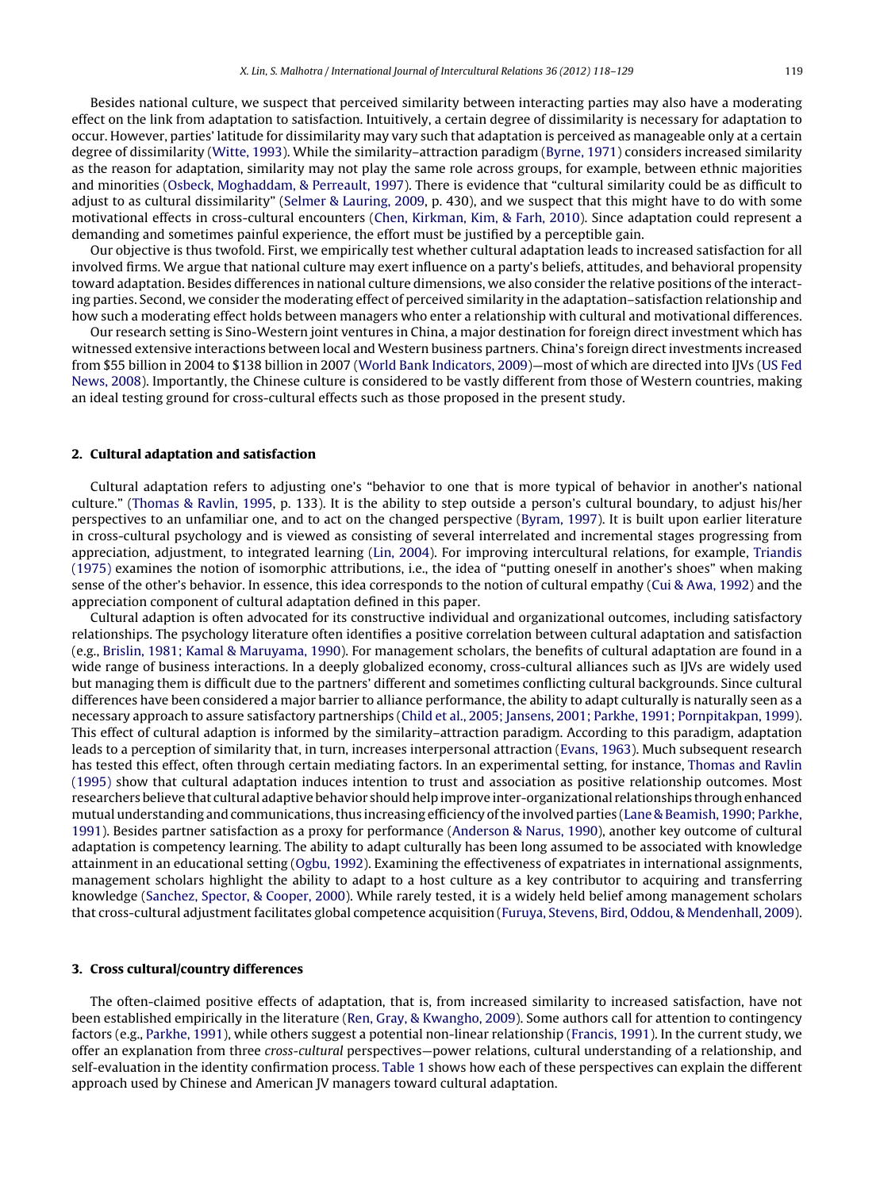Besides national culture, we suspect that perceived similarity between interacting parties may also have a moderating effect on the link from adaptation to satisfaction. Intuitively, a certain degree of dissimilarity is necessary for adaptation to occur. However, parties' latitude for dissimilarity may vary such that adaptation is perceived as manageable only at a certain degree of dissimilarity (Witte, 1993). While the similarity–attraction paradigm (Byrne, 1971) considers increased similarity as the reason for adaptation, similarity may not play the same role across groups, for example, between ethnic majorities and minorities (Osbeck, Moghaddam, & Perreault, 1997). There is evidence that "cultural similarity could be as difficult to adjust to as cultural dissimilarity" (Selmer & Lauring, 2009, p. 430), and we suspect that this might have to do with some motivational effects in cross-cultural encounters (Chen, Kirkman, Kim, & Farh, 2010). Since adaptation could represent a demanding and sometimes painful experience, the effort must be justified by a perceptible gain.

Our objective is thus twofold. First, we empirically test whether cultural adaptation leads to increased satisfaction for all involved firms. We argue that national culture may exert influence on a party's beliefs, attitudes, and behavioral propensity toward adaptation. Besides differences in national culture dimensions, we also consider the relative positions of the interacting parties. Second, we consider the moderating effect of perceived similarity in the adaptation–satisfaction relationship and how such a moderating effect holds between managers who enter a relationship with cultural and motivational differences.

Our research setting is Sino-Western joint ventures in China, a major destination for foreign direct investment which has witnessed extensive interactions between local and Western business partners. China's foreign direct investments increased from $55 billion in 2004 to $138 billion in 2007 (World Bank Indicators, 2009)—most of which are directed into IJVs (US Fed News, 2008). Importantly, the Chinese culture is considered to be vastly different from those of Western countries, making an ideal testing ground for cross-cultural effects such as those proposed in the present study.

## 2. Cultural adaptation and satisfaction

Cultural adaptation refers to adjusting one's "behavior to one that is more typical of behavior in another's national culture." (Thomas & Ravlin, 1995, p. 133). It is the ability to step outside a person's cultural boundary, to adjust his/her perspectives to an unfamiliar one, and to act on the changed perspective (Byram, 1997). It is built upon earlier literature in cross-cultural psychology and is viewed as consisting of several interrelated and incremental stages progressing from appreciation, adjustment, to integrated learning (Lin, 2004). For improving intercultural relations, for example, Triandis (1975) examines the notion of isomorphic attributions, i.e., the idea of "putting oneself in another's shoes" when making sense of the other's behavior. In essence, this idea corresponds to the notion of cultural empathy (Cui & Awa, 1992) and the appreciation component of cultural adaptation defined in this paper.

Cultural adaption is often advocated for its constructive individual and organizational outcomes, including satisfactory relationships. The psychology literature often identifies a positive correlation between cultural adaptation and satisfaction (e.g., Brislin, 1981; Kamal & Maruyama, 1990). For management scholars, the benefits of cultural adaptation are found in a wide range of business interactions. In a deeply globalized economy, cross-cultural alliances such as IJVs are widely used but managing them is difficult due to the partners' different and sometimes conflicting cultural backgrounds. Since cultural differences have been considered a major barrier to alliance performance, the ability to adapt culturally is naturally seen as a necessary approach to assure satisfactory partnerships (Child et al., 2005; Jansens, 2001; Parkhe, 1991; Pornpitakpan, 1999). This effect of cultural adaption is informed by the similarity–attraction paradigm. According to this paradigm, adaptation leads to a perception of similarity that, in turn, increases interpersonal attraction (Evans, 1963). Much subsequent research has tested this effect, often through certain mediating factors. In an experimental setting, for instance, Thomas and Ravlin (1995) show that cultural adaptation induces intention to trust and association as positive relationship outcomes. Most researchers believe that cultural adaptive behavior should help improve inter-organizational relationships through enhanced mutual understanding and communications, thus increasing efficiency of the involved parties (Lane & Beamish, 1990; Parkhe, 1991). Besides partner satisfaction as a proxy for performance (Anderson & Narus, 1990), another key outcome of cultural adaptation is competency learning. The ability to adapt culturally has been long assumed to be associated with knowledge attainment in an educational setting (Ogbu, 1992). Examining the effectiveness of expatriates in international assignments, management scholars highlight the ability to adapt to a host culture as a key contributor to acquiring and transferring knowledge (Sanchez, Spector, & Cooper, 2000). While rarely tested, it is a widely held belief among management scholars that cross-cultural adjustment facilitates global competence acquisition (Furuya, Stevens, Bird, Oddou, & Mendenhall, 2009).

## 3. Cross cultural/country differences

The often-claimed positive effects of adaptation, that is, from increased similarity to increased satisfaction, have not been established empirically in the literature (Ren, Gray, & Kwangho, 2009). Some authors call for attention to contingency factors (e.g., Parkhe, 1991), while others suggest a potential non-linear relationship (Francis, 1991). In the current study, we offer an explanation from three *cross-cultural* perspectives—power relations, cultural understanding of a relationship, and self-evaluation in the identity confirmation process. Table 1 shows how each of these perspectives can explain the different approach used by Chinese and American JV managers toward cultural adaptation.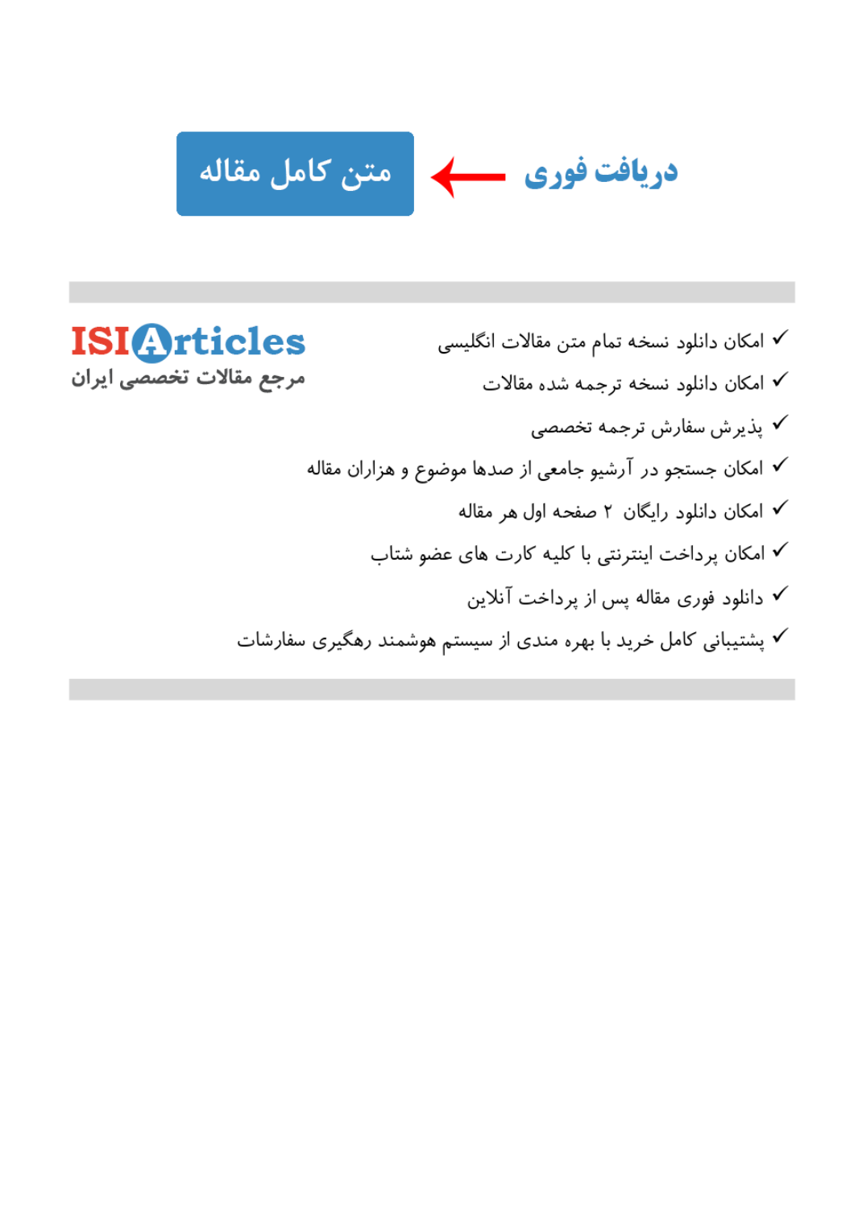دریافت فوری ← متن کامل مقاله

**ISIArticles**
مرجع مقالات تخصصی ایران

- ✓ امکان دانلود نسخه تمام متن مقالات انگلیسی
- ✓ امکان دانلود نسخه ترجمه شده مقالات
- ✓ پذیرش سفارش ترجمه تخصصی
- ✓ امکان جستجو در آرشیو جامعی از صدها موضوع و هزاران مقاله
- ✓ امکان دانلود رایگان ۲ صفحه اول هر مقاله
- ✓ امکان پرداخت اینترنتی با کلیه کارت های عضو شتاب
- ✓ دانلود فوری مقاله پس از پرداخت آنلاین
- ✓ پشتیبانی کامل خرید با بهره مندی از سیستم هوشمند رهگیری سفارشات